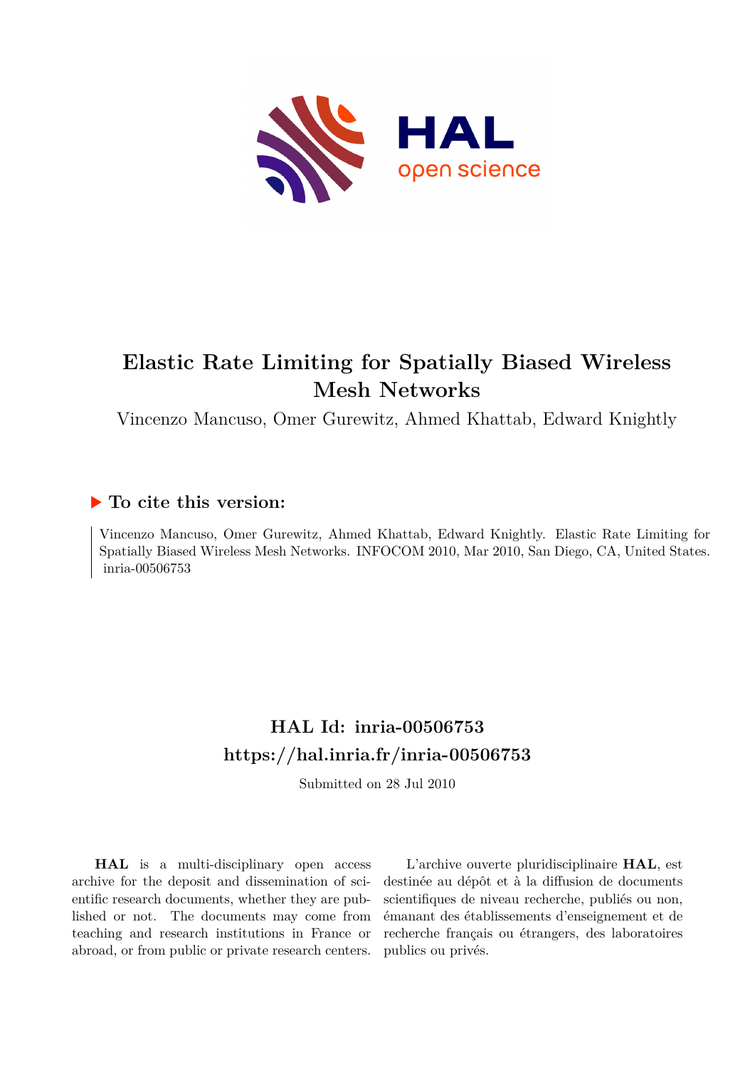# Elastic Rate Limiting for Spatially Biased Wireless Mesh Networks

Vincenzo Mancuso, Omer Gurewitz, Ahmed Khattab, Edward Knightly

## ▶ To cite this version:

Vincenzo Mancuso, Omer Gurewitz, Ahmed Khattab, Edward Knightly. Elastic Rate Limiting for Spatially Biased Wireless Mesh Networks. INFOCOM 2010, Mar 2010, San Diego, CA, United States. inria-00506753

## HAL Id: inria-00506753
## https://hal.inria.fr/inria-00506753

Submitted on 28 Jul 2010

**HAL** is a multi-disciplinary open access archive for the deposit and dissemination of scientific research documents, whether they are published or not. The documents may come from teaching and research institutions in France or abroad, or from public or private research centers.

L'archive ouverte pluridisciplinaire **HAL**, est destinée au dépôt et à la diffusion de documents scientifiques de niveau recherche, publiés ou non, émanant des établissements d'enseignement et de recherche français ou étrangers, des laboratoires publics ou privés.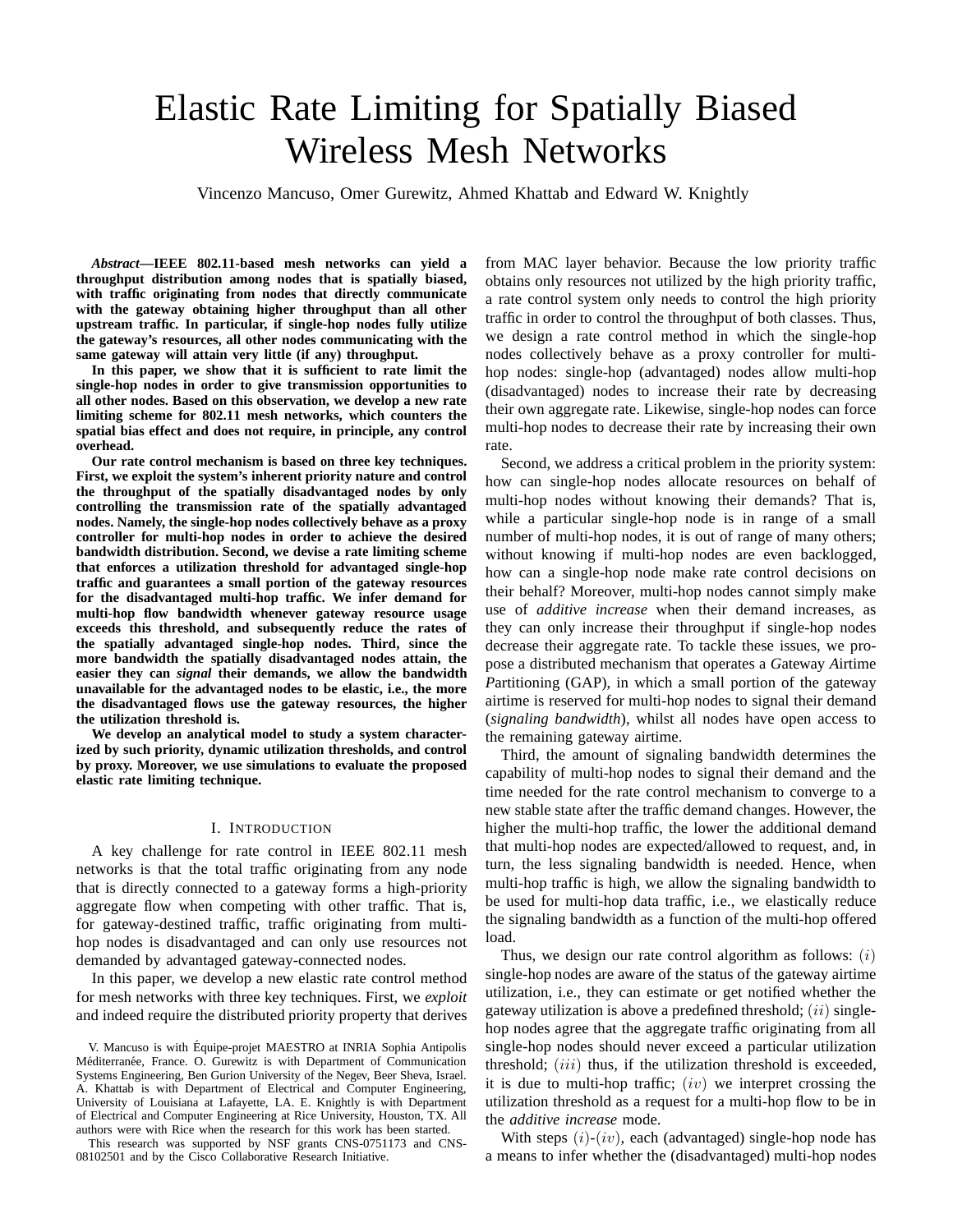# Elastic Rate Limiting for Spatially Biased Wireless Mesh Networks

Vincenzo Mancuso, Omer Gurewitz, Ahmed Khattab and Edward W. Knightly

***Abstract*—IEEE 802.11-based mesh networks can yield a throughput distribution among nodes that is spatially biased, with traffic originating from nodes that directly communicate with the gateway obtaining higher throughput than all other upstream traffic. In particular, if single-hop nodes fully utilize the gateway's resources, all other nodes communicating with the same gateway will attain very little (if any) throughput.**

**In this paper, we show that it is sufficient to rate limit the single-hop nodes in order to give transmission opportunities to all other nodes. Based on this observation, we develop a new rate limiting scheme for 802.11 mesh networks, which counters the spatial bias effect and does not require, in principle, any control overhead.**

**Our rate control mechanism is based on three key techniques. First, we exploit the system's inherent priority nature and control the throughput of the spatially disadvantaged nodes by only controlling the transmission rate of the spatially advantaged nodes. Namely, the single-hop nodes collectively behave as a proxy controller for multi-hop nodes in order to achieve the desired bandwidth distribution. Second, we devise a rate limiting scheme that enforces a utilization threshold for advantaged single-hop traffic and guarantees a small portion of the gateway resources for the disadvantaged multi-hop traffic. We infer demand for multi-hop flow bandwidth whenever gateway resource usage exceeds this threshold, and subsequently reduce the rates of the spatially advantaged single-hop nodes. Third, since the more bandwidth the spatially disadvantaged nodes attain, the easier they can *signal* their demands, we allow the bandwidth unavailable for the advantaged nodes to be elastic, i.e., the more the disadvantaged flows use the gateway resources, the higher the utilization threshold is.**

**We develop an analytical model to study a system characterized by such priority, dynamic utilization thresholds, and control by proxy. Moreover, we use simulations to evaluate the proposed elastic rate limiting technique.**

## I. Introduction

A key challenge for rate control in IEEE 802.11 mesh networks is that the total traffic originating from any node that is directly connected to a gateway forms a high-priority aggregate flow when competing with other traffic. That is, for gateway-destined traffic, traffic originating from multi-hop nodes is disadvantaged and can only use resources not demanded by advantaged gateway-connected nodes.

In this paper, we develop a new elastic rate control method for mesh networks with three key techniques. First, we *exploit* and indeed require the distributed priority property that derives from MAC layer behavior. Because the low priority traffic obtains only resources not utilized by the high priority traffic, a rate control system only needs to control the high priority traffic in order to control the throughput of both classes. Thus, we design a rate control method in which the single-hop nodes collectively behave as a proxy controller for multi-hop nodes: single-hop (advantaged) nodes allow multi-hop (disadvantaged) nodes to increase their rate by decreasing their own aggregate rate. Likewise, single-hop nodes can force multi-hop nodes to decrease their rate by increasing their own rate.

Second, we address a critical problem in the priority system: how can single-hop nodes allocate resources on behalf of multi-hop nodes without knowing their demands? That is, while a particular single-hop node is in range of a small number of multi-hop nodes, it is out of range of many others; without knowing if multi-hop nodes are even backlogged, how can a single-hop node make rate control decisions on their behalf? Moreover, multi-hop nodes cannot simply make use of *additive increase* when their demand increases, as they can only increase their throughput if single-hop nodes decrease their aggregate rate. To tackle these issues, we propose a distributed mechanism that operates a *G*ateway *A*irtime *P*artitioning (GAP), in which a small portion of the gateway airtime is reserved for multi-hop nodes to signal their demand (*signaling bandwidth*), whilst all nodes have open access to the remaining gateway airtime.

Third, the amount of signaling bandwidth determines the capability of multi-hop nodes to signal their demand and the time needed for the rate control mechanism to converge to a new stable state after the traffic demand changes. However, the higher the multi-hop traffic, the lower the additional demand that multi-hop nodes are expected/allowed to request, and, in turn, the less signaling bandwidth is needed. Hence, when multi-hop traffic is high, we allow the signaling bandwidth to be used for multi-hop data traffic, i.e., we elastically reduce the signaling bandwidth as a function of the multi-hop offered load.

Thus, we design our rate control algorithm as follows: $(i)$ single-hop nodes are aware of the status of the gateway airtime utilization, i.e., they can estimate or get notified whether the gateway utilization is above a predefined threshold; $(ii)$ single-hop nodes agree that the aggregate traffic originating from all single-hop nodes should never exceed a particular utilization threshold; $(iii)$ thus, if the utilization threshold is exceeded, it is due to multi-hop traffic; $(iv)$ we interpret crossing the utilization threshold as a request for a multi-hop flow to be in the *additive increase* mode.

With steps $(i)$-$(iv)$, each (advantaged) single-hop node has a means to infer whether the (disadvantaged) multi-hop nodes

V. Mancuso is with Équipe-projet MAESTRO at INRIA Sophia Antipolis Méditerranée, France. O. Gurewitz is with Department of Communication Systems Engineering, Ben Gurion University of the Negev, Beer Sheva, Israel. A. Khattab is with Department of Electrical and Computer Engineering, University of Louisiana at Lafayette, LA. E. Knightly is with Department of Electrical and Computer Engineering at Rice University, Houston, TX. All authors were with Rice when the research for this work has been started.

This research was supported by NSF grants CNS-0751173 and CNS-08102501 and by the Cisco Collaborative Research Initiative.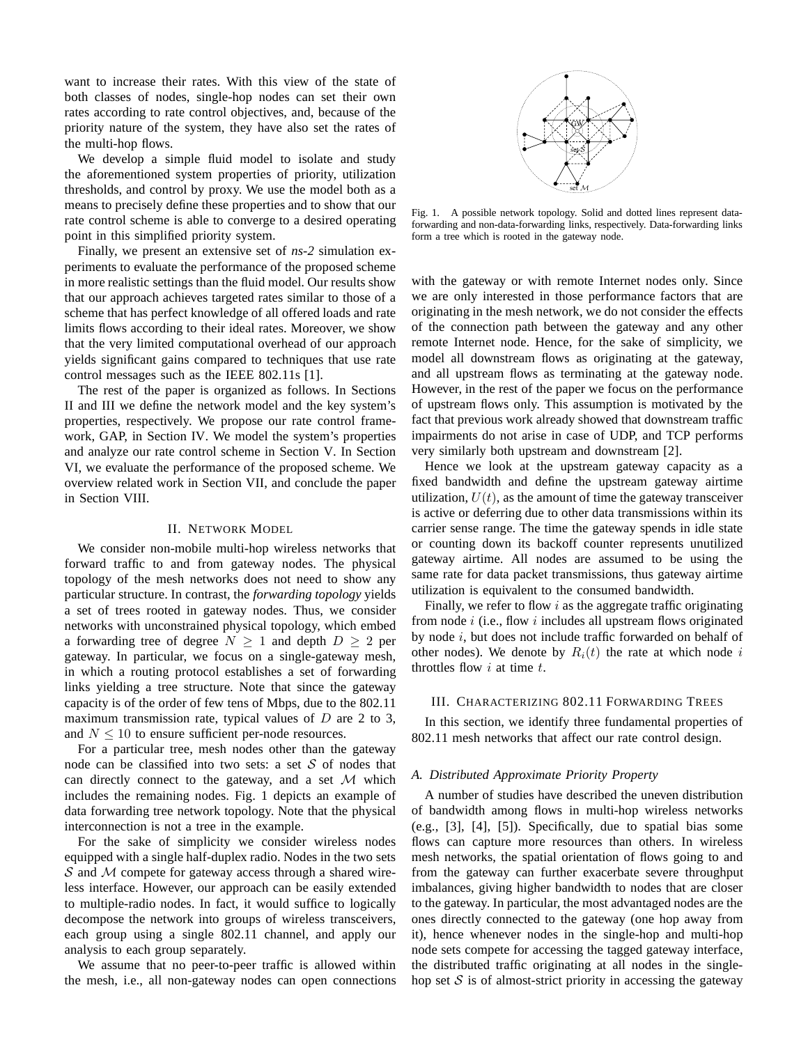want to increase their rates. With this view of the state of both classes of nodes, single-hop nodes can set their own rates according to rate control objectives, and, because of the priority nature of the system, they have also set the rates of the multi-hop flows.

We develop a simple fluid model to isolate and study the aforementioned system properties of priority, utilization thresholds, and control by proxy. We use the model both as a means to precisely define these properties and to show that our rate control scheme is able to converge to a desired operating point in this simplified priority system.

Finally, we present an extensive set of *ns-2* simulation experiments to evaluate the performance of the proposed scheme in more realistic settings than the fluid model. Our results show that our approach achieves targeted rates similar to those of a scheme that has perfect knowledge of all offered loads and rate limits flows according to their ideal rates. Moreover, we show that the very limited computational overhead of our approach yields significant gains compared to techniques that use rate control messages such as the IEEE 802.11s [1].

The rest of the paper is organized as follows. In Sections II and III we define the network model and the key system's properties, respectively. We propose our rate control framework, GAP, in Section IV. We model the system's properties and analyze our rate control scheme in Section V. In Section VI, we evaluate the performance of the proposed scheme. We overview related work in Section VII, and conclude the paper in Section VIII.

## II. Network Model

We consider non-mobile multi-hop wireless networks that forward traffic to and from gateway nodes. The physical topology of the mesh networks does not need to show any particular structure. In contrast, the *forwarding topology* yields a set of trees rooted in gateway nodes. Thus, we consider networks with unconstrained physical topology, which embed a forwarding tree of degree $N \geq 1$ and depth $D \geq 2$ per gateway. In particular, we focus on a single-gateway mesh, in which a routing protocol establishes a set of forwarding links yielding a tree structure. Note that since the gateway capacity is of the order of few tens of Mbps, due to the 802.11 maximum transmission rate, typical values of $D$ are 2 to 3, and $N \leq 10$ to ensure sufficient per-node resources.

For a particular tree, mesh nodes other than the gateway node can be classified into two sets: a set $\mathcal{S}$ of nodes that can directly connect to the gateway, and a set $\mathcal{M}$ which includes the remaining nodes. Fig. 1 depicts an example of data forwarding tree network topology. Note that the physical interconnection is not a tree in the example.

For the sake of simplicity we consider wireless nodes equipped with a single half-duplex radio. Nodes in the two sets $\mathcal{S}$ and $\mathcal{M}$ compete for gateway access through a shared wireless interface. However, our approach can be easily extended to multiple-radio nodes. In fact, it would suffice to logically decompose the network into groups of wireless transceivers, each group using a single 802.11 channel, and apply our analysis to each group separately.

We assume that no peer-to-peer traffic is allowed within the mesh, i.e., all non-gateway nodes can open connections with the gateway or with remote Internet nodes only. Since we are only interested in those performance factors that are originating in the mesh network, we do not consider the effects of the connection path between the gateway and any other remote Internet node. Hence, for the sake of simplicity, we model all downstream flows as originating at the gateway, and all upstream flows as terminating at the gateway node. However, in the rest of the paper we focus on the performance of upstream flows only. This assumption is motivated by the fact that previous work already showed that downstream traffic impairments do not arise in case of UDP, and TCP performs very similarly both upstream and downstream [2].

Fig. 1. A possible network topology. Solid and dotted lines represent data-forwarding and non-data-forwarding links, respectively. Data-forwarding links form a tree which is rooted in the gateway node.

Hence we look at the upstream gateway capacity as a fixed bandwidth and define the upstream gateway airtime utilization, $U(t)$, as the amount of time the gateway transceiver is active or deferring due to other data transmissions within its carrier sense range. The time the gateway spends in idle state or counting down its backoff counter represents unutilized gateway airtime. All nodes are assumed to be using the same rate for data packet transmissions, thus gateway airtime utilization is equivalent to the consumed bandwidth.

Finally, we refer to flow $i$ as the aggregate traffic originating from node $i$ (i.e., flow $i$ includes all upstream flows originated by node $i$, but does not include traffic forwarded on behalf of other nodes). We denote by $R_i(t)$ the rate at which node $i$ throttles flow $i$ at time $t$.

## III. Characterizing 802.11 Forwarding Trees

In this section, we identify three fundamental properties of 802.11 mesh networks that affect our rate control design.

### A. Distributed Approximate Priority Property

A number of studies have described the uneven distribution of bandwidth among flows in multi-hop wireless networks (e.g., [3], [4], [5]). Specifically, due to spatial bias some flows can capture more resources than others. In wireless mesh networks, the spatial orientation of flows going to and from the gateway can further exacerbate severe throughput imbalances, giving higher bandwidth to nodes that are closer to the gateway. In particular, the most advantaged nodes are the ones directly connected to the gateway (one hop away from it), hence whenever nodes in the single-hop and multi-hop node sets compete for accessing the tagged gateway interface, the distributed traffic originating at all nodes in the single-hop set $\mathcal{S}$ is of almost-strict priority in accessing the gateway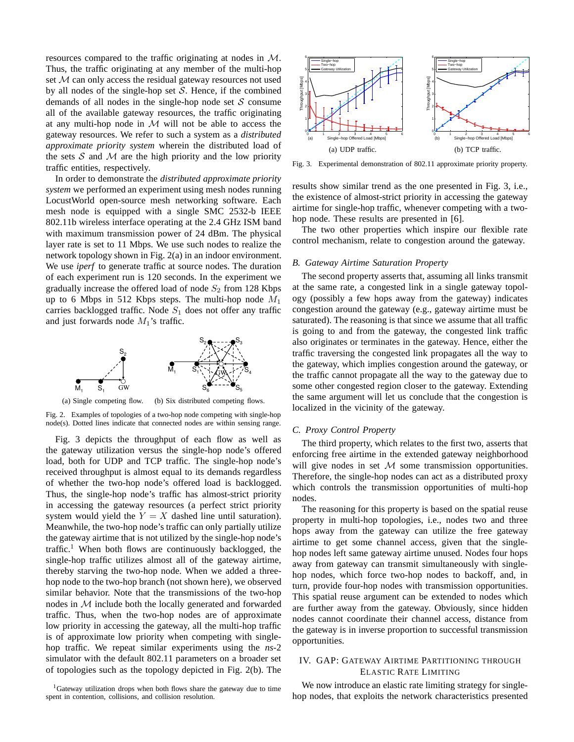resources compared to the traffic originating at nodes in $\mathcal{M}$. Thus, the traffic originating at any member of the multi-hop set $\mathcal{M}$ can only access the residual gateway resources not used by all nodes of the single-hop set $\mathcal{S}$. Hence, if the combined demands of all nodes in the single-hop node set $\mathcal{S}$ consume all of the available gateway resources, the traffic originating at any multi-hop node in $\mathcal{M}$ will not be able to access the gateway resources. We refer to such a system as a *distributed approximate priority system* wherein the distributed load of the sets $\mathcal{S}$ and $\mathcal{M}$ are the high priority and the low priority traffic entities, respectively.

In order to demonstrate the *distributed approximate priority system* we performed an experiment using mesh nodes running LocustWorld open-source mesh networking software. Each mesh node is equipped with a single SMC 2532-b IEEE 802.11b wireless interface operating at the 2.4 GHz ISM band with maximum transmission power of 24 dBm. The physical layer rate is set to 11 Mbps. We use such nodes to realize the network topology shown in Fig. 2(a) in an indoor environment. We use *iperf* to generate traffic at source nodes. The duration of each experiment run is 120 seconds. In the experiment we gradually increase the offered load of node $S_2$ from 128 Kbps up to 6 Mbps in 512 Kbps steps. The multi-hop node $M_1$ carries backlogged traffic. Node $S_1$ does not offer any traffic and just forwards node $M_1$'s traffic.

(a) Single competing flow. (b) Six distributed competing flows.

Fig. 2. Examples of topologies of a two-hop node competing with single-hop node(s). Dotted lines indicate that connected nodes are within sensing range.

Fig. 3 depicts the throughput of each flow as well as the gateway utilization versus the single-hop node's offered load, both for UDP and TCP traffic. The single-hop node's received throughput is almost equal to its demands regardless of whether the two-hop node's offered load is backlogged. Thus, the single-hop node's traffic has almost-strict priority in accessing the gateway resources (a perfect strict priority system would yield the $Y = X$ dashed line until saturation). Meanwhile, the two-hop node's traffic can only partially utilize the gateway airtime that is not utilized by the single-hop node's traffic.[1] When both flows are continuously backlogged, the single-hop traffic utilizes almost all of the gateway airtime, thereby starving the two-hop node. When we added a three-hop node to the two-hop branch (not shown here), we observed similar behavior. Note that the transmissions of the two-hop nodes in $\mathcal{M}$ include both the locally generated and forwarded traffic. Thus, when the two-hop nodes are of approximate low priority in accessing the gateway, all the multi-hop traffic is of approximate low priority when competing with single-hop traffic. We repeat similar experiments using the *ns*-2 simulator with the default 802.11 parameters on a broader set of topologies such as the topology depicted in Fig. 2(b). The results show similar trend as the one presented in Fig. 3, i.e., the existence of almost-strict priority in accessing the gateway airtime for single-hop traffic, whenever competing with a two-hop node. These results are presented in [6].

[1]Gateway utilization drops when both flows share the gateway due to time spent in contention, collisions, and collision resolution.

(a) UDP traffic. (b) TCP traffic.

Fig. 3. Experimental demonstration of 802.11 approximate priority property.

The two other properties which inspire our flexible rate control mechanism, relate to congestion around the gateway.

### B. Gateway Airtime Saturation Property

The second property asserts that, assuming all links transmit at the same rate, a congested link in a single gateway topology (possibly a few hops away from the gateway) indicates congestion around the gateway (e.g., gateway airtime must be saturated). The reasoning is that since we assume that all traffic is going to and from the gateway, the congested link traffic also originates or terminates in the gateway. Hence, either the traffic traversing the congested link propagates all the way to the gateway, which implies congestion around the gateway, or the traffic cannot propagate all the way to the gateway due to some other congested region closer to the gateway. Extending the same argument will let us conclude that the congestion is localized in the vicinity of the gateway.

### C. Proxy Control Property

The third property, which relates to the first two, asserts that enforcing free airtime in the extended gateway neighborhood will give nodes in set $\mathcal{M}$ some transmission opportunities. Therefore, the single-hop nodes can act as a distributed proxy which controls the transmission opportunities of multi-hop nodes.

The reasoning for this property is based on the spatial reuse property in multi-hop topologies, i.e., nodes two and three hops away from the gateway can utilize the free gateway airtime to get some channel access, given that the single-hop nodes left same gateway airtime unused. Nodes four hops away from gateway can transmit simultaneously with single-hop nodes, which force two-hop nodes to backoff, and, in turn, provide four-hop nodes with transmission opportunities. This spatial reuse argument can be extended to nodes which are further away from the gateway. Obviously, since hidden nodes cannot coordinate their channel access, distance from the gateway is in inverse proportion to successful transmission opportunities.

## IV. GAP: Gateway Airtime Partitioning through Elastic Rate Limiting

We now introduce an elastic rate limiting strategy for single-hop nodes, that exploits the network characteristics presented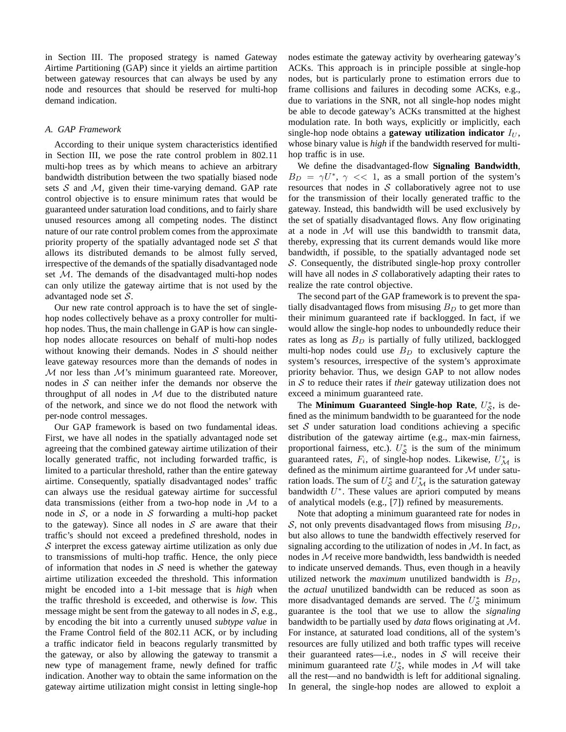in Section III. The proposed strategy is named *G*ateway *A*irtime *P*artitioning (GAP) since it yields an airtime partition between gateway resources that can always be used by any node and resources that should be reserved for multi-hop demand indication.

### A. GAP Framework

According to their unique system characteristics identified in Section III, we pose the rate control problem in 802.11 multi-hop trees as by which means to achieve an arbitrary bandwidth distribution between the two spatially biased node sets $\mathcal{S}$ and $\mathcal{M}$, given their time-varying demand. GAP rate control objective is to ensure minimum rates that would be guaranteed under saturation load conditions, and to fairly share unused resources among all competing nodes. The distinct nature of our rate control problem comes from the approximate priority property of the spatially advantaged node set $\mathcal{S}$ that allows its distributed demands to be almost fully served, irrespective of the demands of the spatially disadvantaged node set $\mathcal{M}$. The demands of the disadvantaged multi-hop nodes can only utilize the gateway airtime that is not used by the advantaged node set $\mathcal{S}$.

Our new rate control approach is to have the set of single-hop nodes collectively behave as a proxy controller for multi-hop nodes. Thus, the main challenge in GAP is how can single-hop nodes allocate resources on behalf of multi-hop nodes without knowing their demands. Nodes in $\mathcal{S}$ should neither leave gateway resources more than the demands of nodes in $\mathcal{M}$ nor less than $\mathcal{M}$'s minimum guaranteed rate. Moreover, nodes in $\mathcal{S}$ can neither infer the demands nor observe the throughput of all nodes in $\mathcal{M}$ due to the distributed nature of the network, and since we do not flood the network with per-node control messages.

Our GAP framework is based on two fundamental ideas. First, we have all nodes in the spatially advantaged node set agreeing that the combined gateway airtime utilization of their locally generated traffic, not including forwarded traffic, is limited to a particular threshold, rather than the entire gateway airtime. Consequently, spatially disadvantaged nodes' traffic can always use the residual gateway airtime for successful data transmissions (either from a two-hop node in $\mathcal{M}$ to a node in $\mathcal{S}$, or a node in $\mathcal{S}$ forwarding a multi-hop packet to the gateway). Since all nodes in $\mathcal{S}$ are aware that their traffic's should not exceed a predefined threshold, nodes in $\mathcal{S}$ interpret the excess gateway airtime utilization as only due to transmissions of multi-hop traffic. Hence, the only piece of information that nodes in $\mathcal{S}$ need is whether the gateway airtime utilization exceeded the threshold. This information might be encoded into a 1-bit message that is *high* when the traffic threshold is exceeded, and otherwise is *low*. This message might be sent from the gateway to all nodes in $\mathcal{S}$, e.g., by encoding the bit into a currently unused *subtype value* in the Frame Control field of the 802.11 ACK, or by including a traffic indicator field in beacons regularly transmitted by the gateway, or also by allowing the gateway to transmit a new type of management frame, newly defined for traffic indication. Another way to obtain the same information on the gateway airtime utilization might consist in letting single-hop nodes estimate the gateway activity by overhearing gateway's ACKs. This approach is in principle possible at single-hop nodes, but is particularly prone to estimation errors due to frame collisions and failures in decoding some ACKs, e.g., due to variations in the SNR, not all single-hop nodes might be able to decode gateway's ACKs transmitted at the highest modulation rate. In both ways, explicitly or implicitly, each single-hop node obtains a **gateway utilization indicator** $I_U$, whose binary value is *high* if the bandwidth reserved for multi-hop traffic is in use.

We define the disadvantaged-flow **Signaling Bandwidth**, $B_D = \gamma U^*$, $\gamma << 1$, as a small portion of the system's resources that nodes in $\mathcal{S}$ collaboratively agree not to use for the transmission of their locally generated traffic to the gateway. Instead, this bandwidth will be used exclusively by the set of spatially disadvantaged flows. Any flow originating at a node in $\mathcal{M}$ will use this bandwidth to transmit data, thereby, expressing that its current demands would like more bandwidth, if possible, to the spatially advantaged node set $\mathcal{S}$. Consequently, the distributed single-hop proxy controller will have all nodes in $\mathcal{S}$ collaboratively adapting their rates to realize the rate control objective.

The second part of the GAP framework is to prevent the spatially disadvantaged flows from misusing $B_D$ to get more than their minimum guaranteed rate if backlogged. In fact, if we would allow the single-hop nodes to unboundedly reduce their rates as long as $B_D$ is partially of fully utilized, backlogged multi-hop nodes could use $B_D$ to exclusively capture the system's resources, irrespective of the system's approximate priority behavior. Thus, we design GAP to not allow nodes in $\mathcal{S}$ to reduce their rates if *their* gateway utilization does not exceed a minimum guaranteed rate.

The **Minimum Guaranteed Single-hop Rate**, $U^*_{\mathcal{S}}$, is defined as the minimum bandwidth to be guaranteed for the node set $\mathcal{S}$ under saturation load conditions achieving a specific distribution of the gateway airtime (e.g., max-min fairness, proportional fairness, etc.). $U^*_{\mathcal{S}}$ is the sum of the minimum guaranteed rates, $F_i$, of single-hop nodes. Likewise, $U^*_{\mathcal{M}}$ is defined as the minimum airtime guaranteed for $\mathcal{M}$ under saturation loads. The sum of $U^*_{\mathcal{S}}$ and $U^*_{\mathcal{M}}$ is the saturation gateway bandwidth $U^*$. These values are apriori computed by means of analytical models (e.g., [7]) refined by measurements.

Note that adopting a minimum guaranteed rate for nodes in $\mathcal{S}$, not only prevents disadvantaged flows from misusing $B_D$, but also allows to tune the bandwidth effectively reserved for signaling according to the utilization of nodes in $\mathcal{M}$. In fact, as nodes in $\mathcal{M}$ receive more bandwidth, less bandwidth is needed to indicate unserved demands. Thus, even though in a heavily utilized network the *maximum* unutilized bandwidth is $B_D$, the *actual* unutilized bandwidth can be reduced as soon as more disadvantaged demands are served. The $U^*_{\mathcal{S}}$ minimum guarantee is the tool that we use to allow the *signaling* bandwidth to be partially used by *data* flows originating at $\mathcal{M}$. For instance, at saturated load conditions, all of the system's resources are fully utilized and both traffic types will receive their guaranteed rates—i.e., nodes in $\mathcal{S}$ will receive their minimum guaranteed rate $U^*_{\mathcal{S}}$, while modes in $\mathcal{M}$ will take all the rest—and no bandwidth is left for additional signaling. In general, the single-hop nodes are allowed to exploit a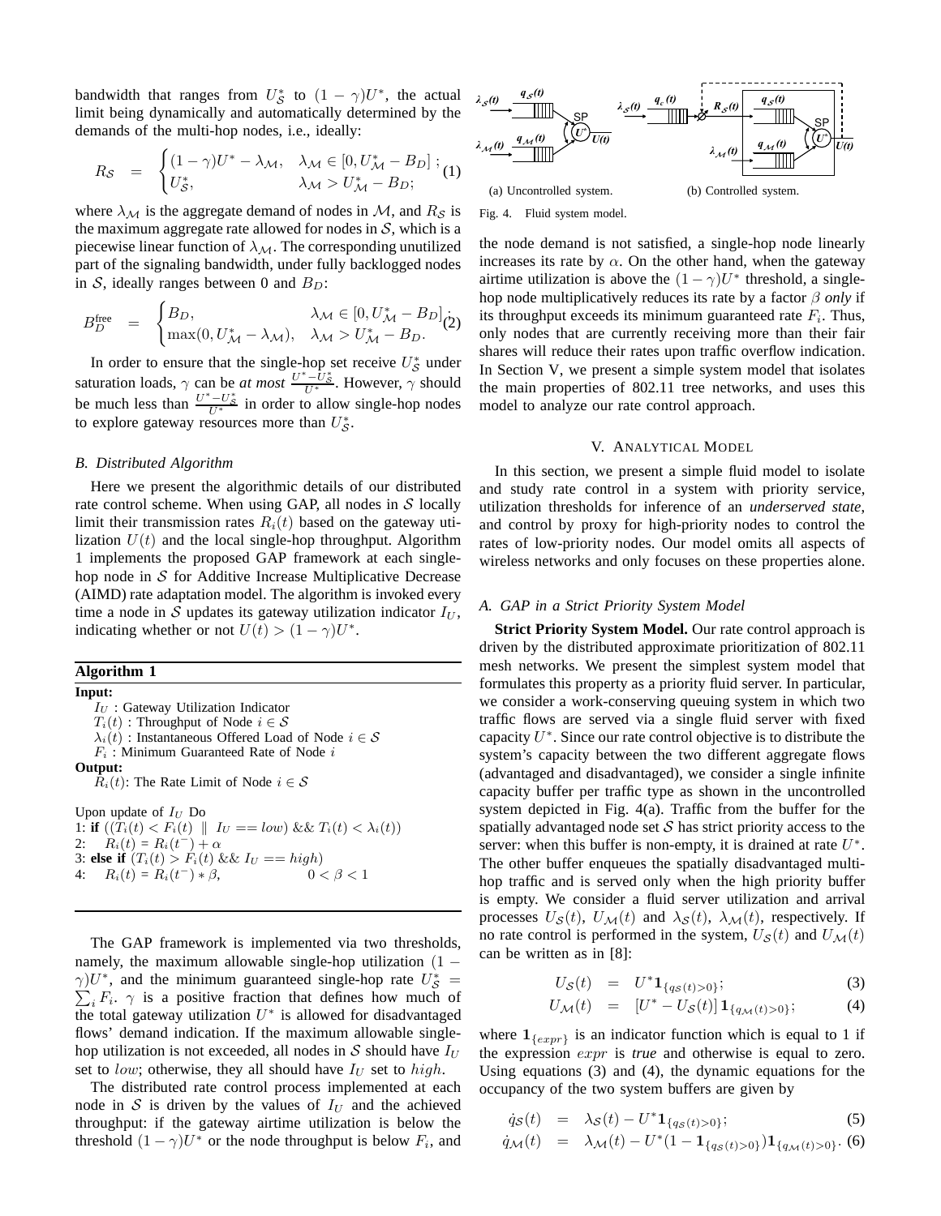bandwidth that ranges from $U_{\mathcal{S}}^*$ to $(1-\gamma)U^*$, the actual limit being dynamically and automatically determined by the demands of the multi-hop nodes, i.e., ideally:

$$R_{\mathcal{S}} = \begin{cases}(1-\gamma)U^* - \lambda_{\mathcal{M}}, & \lambda_{\mathcal{M}} \in [0, U_{\mathcal{M}}^* - B_D]\,; \\ U_{\mathcal{S}}^*, & \lambda_{\mathcal{M}} > U_{\mathcal{M}}^* - B_D; \end{cases} \quad (1)$$

where $\lambda_{\mathcal{M}}$ is the aggregate demand of nodes in $\mathcal{M}$, and $R_{\mathcal{S}}$ is the maximum aggregate rate allowed for nodes in $\mathcal{S}$, which is a piecewise linear function of $\lambda_{\mathcal{M}}$. The corresponding unutilized part of the signaling bandwidth, under fully backlogged nodes in $\mathcal{S}$, ideally ranges between 0 and $B_D$:

$$B_D^{\text{free}} = \begin{cases} B_D, & \lambda_{\mathcal{M}} \in [0, U_{\mathcal{M}}^* - B_D]\,; \\ \max(0, U_{\mathcal{M}}^* - \lambda_{\mathcal{M}}), & \lambda_{\mathcal{M}} > U_{\mathcal{M}}^* - B_D. \end{cases} \quad (2)$$

In order to ensure that the single-hop set receive $U_{\mathcal{S}}^*$ under saturation loads, $\gamma$ can be *at most* $\frac{U^*-U_{\mathcal{S}}^*}{U^*}$. However, $\gamma$ should be much less than $\frac{U^*-U_{\mathcal{S}}^*}{U^*}$ in order to allow single-hop nodes to explore gateway resources more than $U_{\mathcal{S}}^*$.

### B. Distributed Algorithm

Here we present the algorithmic details of our distributed rate control scheme. When using GAP, all nodes in $\mathcal{S}$ locally limit their transmission rates $R_i(t)$ based on the gateway utilization $U(t)$ and the local single-hop throughput. Algorithm 1 implements the proposed GAP framework at each single-hop node in $\mathcal{S}$ for Additive Increase Multiplicative Decrease (AIMD) rate adaptation model. The algorithm is invoked every time a node in $\mathcal{S}$ updates its gateway utilization indicator $I_U$, indicating whether or not $U(t) > (1-\gamma)U^*$.

**Algorithm 1**

**Input:**
- $I_U$ : Gateway Utilization Indicator
- $T_i(t)$ : Throughput of Node $i \in \mathcal{S}$
- $\lambda_i(t)$ : Instantaneous Offered Load of Node $i \in \mathcal{S}$
- $F_i$ : Minimum Guaranteed Rate of Node $i$

**Output:**
- $R_i(t)$: The Rate Limit of Node $i \in \mathcal{S}$

Upon update of $I_U$ Do
1: **if** $((T_i(t) < F_i(t) \;\|\; I_U == low)$ && $T_i(t) < \lambda_i(t))$
2: $\quad R_i(t) = R_i(t^-) + \alpha$
3: **else if** $(T_i(t) > F_i(t)$ && $I_U == high)$
4: $\quad R_i(t) = R_i(t^-) * \beta, \qquad 0 < \beta < 1$

The GAP framework is implemented via two thresholds, namely, the maximum allowable single-hop utilization $(1-\gamma)U^*$, and the minimum guaranteed single-hop rate $U_{\mathcal{S}}^* = \sum_i F_i$. $\gamma$ is a positive fraction that defines how much of the total gateway utilization $U^*$ is allowed for disadvantaged flows' demand indication. If the maximum allowable single-hop utilization is not exceeded, all nodes in $\mathcal{S}$ should have $I_U$ set to $low$; otherwise, they all should have $I_U$ set to $high$.

The distributed rate control process implemented at each node in $\mathcal{S}$ is driven by the values of $I_U$ and the achieved throughput: if the gateway airtime utilization is below the threshold $(1-\gamma)U^*$ or the node throughput is below $F_i$, and the node demand is not satisfied, a single-hop node linearly increases its rate by $\alpha$. On the other hand, when the gateway airtime utilization is above the $(1-\gamma)U^*$ threshold, a single-hop node multiplicatively reduces its rate by a factor $\beta$ *only* if its throughput exceeds its minimum guaranteed rate $F_i$. Thus, only nodes that are currently receiving more than their fair shares will reduce their rates upon traffic overflow indication. In Section V, we present a simple system model that isolates the main properties of 802.11 tree networks, and uses this model to analyze our rate control approach.

(a) Uncontrolled system. (b) Controlled system.

Fig. 4. Fluid system model.

## V. Analytical Model

In this section, we present a simple fluid model to isolate and study rate control in a system with priority service, utilization thresholds for inference of an *underserved state*, and control by proxy for high-priority nodes to control the rates of low-priority nodes. Our model omits all aspects of wireless networks and only focuses on these properties alone.

### A. GAP in a Strict Priority System Model

**Strict Priority System Model.** Our rate control approach is driven by the distributed approximate prioritization of 802.11 mesh networks. We present the simplest system model that formulates this property as a priority fluid server. In particular, we consider a work-conserving queuing system in which two traffic flows are served via a single fluid server with fixed capacity $U^*$. Since our rate control objective is to distribute the system's capacity between the two different aggregate flows (advantaged and disadvantaged), we consider a single infinite capacity buffer per traffic type as shown in the uncontrolled system depicted in Fig. 4(a). Traffic from the buffer for the spatially advantaged node set $\mathcal{S}$ has strict priority access to the server: when this buffer is non-empty, it is drained at rate $U^*$. The other buffer enqueues the spatially disadvantaged multi-hop traffic and is served only when the high priority buffer is empty. We consider a fluid server utilization and arrival processes $U_{\mathcal{S}}(t)$, $U_{\mathcal{M}}(t)$ and $\lambda_{\mathcal{S}}(t)$, $\lambda_{\mathcal{M}}(t)$, respectively. If no rate control is performed in the system, $U_{\mathcal{S}}(t)$ and $U_{\mathcal{M}}(t)$ can be written as in [8]:

$$U_{\mathcal{S}}(t) = U^* \mathbf{1}_{\{q_{\mathcal{S}}(t)>0\}}; \quad (3)$$

$$U_{\mathcal{M}}(t) = [U^* - U_{\mathcal{S}}(t)]\, \mathbf{1}_{\{q_{\mathcal{M}}(t)>0\}}; \quad (4)$$

where $\mathbf{1}_{\{expr\}}$ is an indicator function which is equal to 1 if the expression $expr$ is *true* and otherwise is equal to zero. Using equations (3) and (4), the dynamic equations for the occupancy of the two system buffers are given by

$$\dot{q}_{\mathcal{S}}(t) = \lambda_{\mathcal{S}}(t) - U^* \mathbf{1}_{\{q_{\mathcal{S}}(t)>0\}}; \quad (5)$$

$$\dot{q}_{\mathcal{M}}(t) = \lambda_{\mathcal{M}}(t) - U^*(1 - \mathbf{1}_{\{q_{\mathcal{S}}(t)>0\}})\mathbf{1}_{\{q_{\mathcal{M}}(t)>0\}}. \quad (6)$$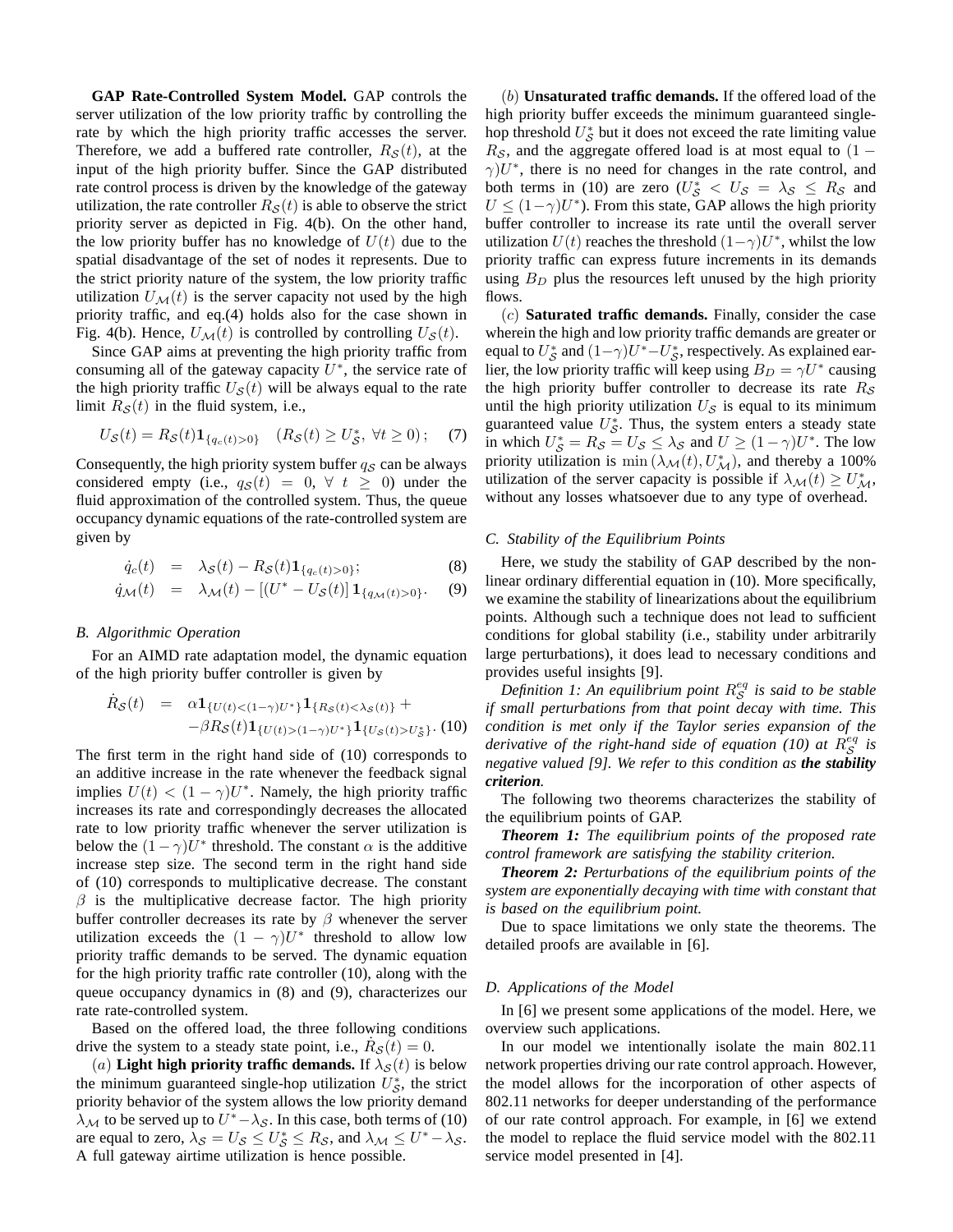**GAP Rate-Controlled System Model.** GAP controls the server utilization of the low priority traffic by controlling the rate by which the high priority traffic accesses the server. Therefore, we add a buffered rate controller, $R_{\mathcal{S}}(t)$, at the input of the high priority buffer. Since the GAP distributed rate control process is driven by the knowledge of the gateway utilization, the rate controller $R_{\mathcal{S}}(t)$ is able to observe the strict priority server as depicted in Fig. 4(b). On the other hand, the low priority buffer has no knowledge of $U(t)$ due to the spatial disadvantage of the set of nodes it represents. Due to the strict priority nature of the system, the low priority traffic utilization $U_{\mathcal{M}}(t)$ is the server capacity not used by the high priority traffic, and eq.(4) holds also for the case shown in Fig. 4(b). Hence, $U_{\mathcal{M}}(t)$ is controlled by controlling $U_{\mathcal{S}}(t)$.

Since GAP aims at preventing the high priority traffic from consuming all of the gateway capacity $U^*$, the service rate of the high priority traffic $U_{\mathcal{S}}(t)$ will be always equal to the rate limit $R_{\mathcal{S}}(t)$ in the fluid system, i.e.,

$$U_{\mathcal{S}}(t) = R_{\mathcal{S}}(t)\mathbf{1}_{\{q_c(t)>0\}} \quad (R_{\mathcal{S}}(t) \geq U_{\mathcal{S}}^*,\ \forall t \geq 0)\,; \quad (7)$$

Consequently, the high priority system buffer $q_{\mathcal{S}}$ can be always considered empty (i.e., $q_{\mathcal{S}}(t) = 0,\ \forall\ t \geq 0$) under the fluid approximation of the controlled system. Thus, the queue occupancy dynamic equations of the rate-controlled system are given by

$$\dot{q}_c(t) = \lambda_{\mathcal{S}}(t) - R_{\mathcal{S}}(t)\mathbf{1}_{\{q_c(t)>0\}}; \quad (8)$$

$$\dot{q}_{\mathcal{M}}(t) = \lambda_{\mathcal{M}}(t) - [(U^* - U_{\mathcal{S}}(t)]\,\mathbf{1}_{\{q_{\mathcal{M}}(t)>0\}}. \quad (9)$$

### B. Algorithmic Operation

For an AIMD rate adaptation model, the dynamic equation of the high priority buffer controller is given by

$$\dot{R}_{\mathcal{S}}(t) = \alpha\mathbf{1}_{\{U(t)<(1-\gamma)U^*\}}\mathbf{1}_{\{R_{\mathcal{S}}(t)<\lambda_{\mathcal{S}}(t)\}} + -\beta R_{\mathcal{S}}(t)\mathbf{1}_{\{U(t)>(1-\gamma)U^*\}}\mathbf{1}_{\{U_{\mathcal{S}}(t)>U_{\mathcal{S}}^*\}}. \quad (10)$$

The first term in the right hand side of (10) corresponds to an additive increase in the rate whenever the feedback signal implies $U(t) < (1-\gamma)U^*$. Namely, the high priority traffic increases its rate and correspondingly decreases the allocated rate to low priority traffic whenever the server utilization is below the $(1-\gamma)U^*$ threshold. The constant $\alpha$ is the additive increase step size. The second term in the right hand side of (10) corresponds to multiplicative decrease. The constant $\beta$ is the multiplicative decrease factor. The high priority buffer controller decreases its rate by $\beta$ whenever the server utilization exceeds the $(1-\gamma)U^*$ threshold to allow low priority traffic demands to be served. The dynamic equation for the high priority traffic rate controller (10), along with the queue occupancy dynamics in (8) and (9), characterizes our rate rate-controlled system.

Based on the offered load, the three following conditions drive the system to a steady state point, i.e., $\dot{R}_{\mathcal{S}}(t) = 0$.

$(a)$ **Light high priority traffic demands.** If $\lambda_{\mathcal{S}}(t)$ is below the minimum guaranteed single-hop utilization $U_{\mathcal{S}}^*$, the strict priority behavior of the system allows the low priority demand $\lambda_{\mathcal{M}}$ to be served up to $U^*-\lambda_{\mathcal{S}}$. In this case, both terms of (10) are equal to zero, $\lambda_{\mathcal{S}} = U_{\mathcal{S}} \leq U_{\mathcal{S}}^* \leq R_{\mathcal{S}}$, and $\lambda_{\mathcal{M}} \leq U^* - \lambda_{\mathcal{S}}$. A full gateway airtime utilization is hence possible.

$(b)$ **Unsaturated traffic demands.** If the offered load of the high priority buffer exceeds the minimum guaranteed single-hop threshold $U_{\mathcal{S}}^*$ but it does not exceed the rate limiting value $R_{\mathcal{S}}$, and the aggregate offered load is at most equal to $(1-\gamma)U^*$, there is no need for changes in the rate control, and both terms in (10) are zero ($U_{\mathcal{S}}^* < U_{\mathcal{S}} = \lambda_{\mathcal{S}} \leq R_{\mathcal{S}}$ and $U \leq (1-\gamma)U^*$). From this state, GAP allows the high priority buffer controller to increase its rate until the overall server utilization $U(t)$ reaches the threshold $(1-\gamma)U^*$, whilst the low priority traffic can express future increments in its demands using $B_D$ plus the resources left unused by the high priority flows.

$(c)$ **Saturated traffic demands.** Finally, consider the case wherein the high and low priority traffic demands are greater or equal to $U_{\mathcal{S}}^*$ and $(1-\gamma)U^*-U_{\mathcal{S}}^*$, respectively. As explained earlier, the low priority traffic will keep using $B_D = \gamma U^*$ causing the high priority buffer controller to decrease its rate $R_{\mathcal{S}}$ until the high priority utilization $U_{\mathcal{S}}$ is equal to its minimum guaranteed value $U_{\mathcal{S}}^*$. Thus, the system enters a steady state in which $U_{\mathcal{S}}^* = R_{\mathcal{S}} = U_{\mathcal{S}} \leq \lambda_{\mathcal{S}}$ and $U \geq (1-\gamma)U^*$. The low priority utilization is $\min(\lambda_{\mathcal{M}}(t), U_{\mathcal{M}}^*)$, and thereby a 100% utilization of the server capacity is possible if $\lambda_{\mathcal{M}}(t) \geq U_{\mathcal{M}}^*$, without any losses whatsoever due to any type of overhead.

### C. Stability of the Equilibrium Points

Here, we study the stability of GAP described by the non-linear ordinary differential equation in (10). More specifically, we examine the stability of linearizations about the equilibrium points. Although such a technique does not lead to sufficient conditions for global stability (i.e., stability under arbitrarily large perturbations), it does lead to necessary conditions and provides useful insights [9].

*Definition 1: An equilibrium point $R_{\mathcal{S}}^{eq}$ is said to be stable if small perturbations from that point decay with time. This condition is met only if the Taylor series expansion of the derivative of the right-hand side of equation (10) at $R_{\mathcal{S}}^{eq}$ is negative valued [9]. We refer to this condition as **the stability criterion**.*

The following two theorems characterizes the stability of the equilibrium points of GAP.

***Theorem 1:*** *The equilibrium points of the proposed rate control framework are satisfying the stability criterion.*

***Theorem 2:*** *Perturbations of the equilibrium points of the system are exponentially decaying with time with constant that is based on the equilibrium point.*

Due to space limitations we only state the theorems. The detailed proofs are available in [6].

### D. Applications of the Model

In [6] we present some applications of the model. Here, we overview such applications.

In our model we intentionally isolate the main 802.11 network properties driving our rate control approach. However, the model allows for the incorporation of other aspects of 802.11 networks for deeper understanding of the performance of our rate control approach. For example, in [6] we extend the model to replace the fluid service model with the 802.11 service model presented in [4].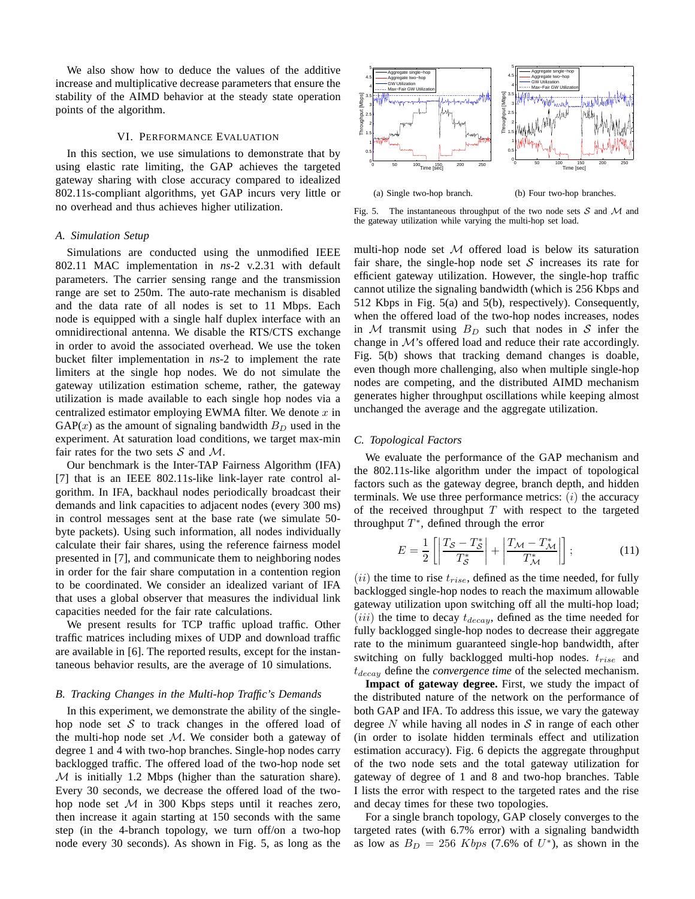We also show how to deduce the values of the additive increase and multiplicative decrease parameters that ensure the stability of the AIMD behavior at the steady state operation points of the algorithm.

## VI. Performance Evaluation

In this section, we use simulations to demonstrate that by using elastic rate limiting, the GAP achieves the targeted gateway sharing with close accuracy compared to idealized 802.11s-compliant algorithms, yet GAP incurs very little or no overhead and thus achieves higher utilization.

### A. Simulation Setup

Simulations are conducted using the unmodified IEEE 802.11 MAC implementation in *ns*-2 v.2.31 with default parameters. The carrier sensing range and the transmission range are set to 250m. The auto-rate mechanism is disabled and the data rate of all nodes is set to 11 Mbps. Each node is equipped with a single half duplex interface with an omnidirectional antenna. We disable the RTS/CTS exchange in order to avoid the associated overhead. We use the token bucket filter implementation in *ns*-2 to implement the rate limiters at the single hop nodes. We do not simulate the gateway utilization estimation scheme, rather, the gateway utilization is made available to each single hop nodes via a centralized estimator employing EWMA filter. We denote $x$ in GAP($x$) as the amount of signaling bandwidth $B_D$ used in the experiment. At saturation load conditions, we target max-min fair rates for the two sets $\mathcal{S}$ and $\mathcal{M}$.

Our benchmark is the Inter-TAP Fairness Algorithm (IFA) [7] that is an IEEE 802.11s-like link-layer rate control algorithm. In IFA, backhaul nodes periodically broadcast their demands and link capacities to adjacent nodes (every 300 ms) in control messages sent at the base rate (we simulate 50-byte packets). Using such information, all nodes individually calculate their fair shares, using the reference fairness model presented in [7], and communicate them to neighboring nodes in order for the fair share computation in a contention region to be coordinated. We consider an idealized variant of IFA that uses a global observer that measures the individual link capacities needed for the fair rate calculations.

We present results for TCP traffic upload traffic. Other traffic matrices including mixes of UDP and download traffic are available in [6]. The reported results, except for the instantaneous behavior results, are the average of 10 simulations.

### B. Tracking Changes in the Multi-hop Traffic's Demands

In this experiment, we demonstrate the ability of the single-hop node set $\mathcal{S}$ to track changes in the offered load of the multi-hop node set $\mathcal{M}$. We consider both a gateway of degree 1 and 4 with two-hop branches. Single-hop nodes carry backlogged traffic. The offered load of the two-hop node set $\mathcal{M}$ is initially 1.2 Mbps (higher than the saturation share). Every 30 seconds, we decrease the offered load of the two-hop node set $\mathcal{M}$ in 300 Kbps steps until it reaches zero, then increase it again starting at 150 seconds with the same step (in the 4-branch topology, we turn off/on a two-hop node every 30 seconds). As shown in Fig. 5, as long as the multi-hop node set $\mathcal{M}$ offered load is below its saturation fair share, the single-hop node set $\mathcal{S}$ increases its rate for efficient gateway utilization. However, the single-hop traffic cannot utilize the signaling bandwidth (which is 256 Kbps and 512 Kbps in Fig. 5(a) and 5(b), respectively). Consequently, when the offered load of the two-hop nodes increases, nodes in $\mathcal{M}$ transmit using $B_D$ such that nodes in $\mathcal{S}$ infer the change in $\mathcal{M}$'s offered load and reduce their rate accordingly. Fig. 5(b) shows that tracking demand changes is doable, even though more challenging, also when multiple single-hop nodes are competing, and the distributed AIMD mechanism generates higher throughput oscillations while keeping almost unchanged the average and the aggregate utilization.

(a) Single two-hop branch. (b) Four two-hop branches.

Fig. 5. The instantaneous throughput of the two node sets $\mathcal{S}$ and $\mathcal{M}$ and the gateway utilization while varying the multi-hop set load.

### C. Topological Factors

We evaluate the performance of the GAP mechanism and the 802.11s-like algorithm under the impact of topological factors such as the gateway degree, branch depth, and hidden terminals. We use three performance metrics: $(i)$ the accuracy of the received throughput $T$ with respect to the targeted throughput $T^*$, defined through the error

$$E = \frac{1}{2}\left[\left|\frac{T_{\mathcal{S}} - T^*_{\mathcal{S}}}{T^*_{\mathcal{S}}}\right| + \left|\frac{T_{\mathcal{M}} - T^*_{\mathcal{M}}}{T^*_{\mathcal{M}}}\right|\right]; \tag{11}$$

$(ii)$ the time to rise $t_{rise}$, defined as the time needed, for fully backlogged single-hop nodes to reach the maximum allowable gateway utilization upon switching off all the multi-hop load; $(iii)$ the time to decay $t_{decay}$, defined as the time needed for fully backlogged single-hop nodes to decrease their aggregate rate to the minimum guaranteed single-hop bandwidth, after switching on fully backlogged multi-hop nodes. $t_{rise}$ and $t_{decay}$ define the *convergence time* of the selected mechanism.

**Impact of gateway degree.** First, we study the impact of the distributed nature of the network on the performance of both GAP and IFA. To address this issue, we vary the gateway degree $N$ while having all nodes in $\mathcal{S}$ in range of each other (in order to isolate hidden terminals effect and utilization estimation accuracy). Fig. 6 depicts the aggregate throughput of the two node sets and the total gateway utilization for gateway of degree of 1 and 8 and two-hop branches. Table I lists the error with respect to the targeted rates and the rise and decay times for these two topologies.

For a single branch topology, GAP closely converges to the targeted rates (with 6.7% error) with a signaling bandwidth as low as $B_D = 256\ Kbps$ (7.6% of $U^*$), as shown in the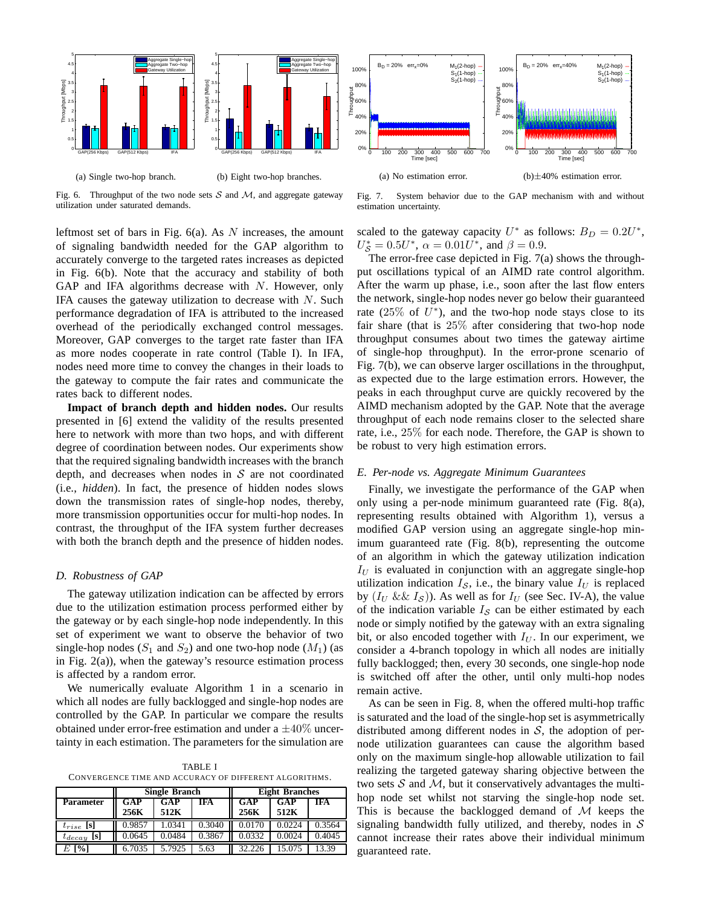(a) Single two-hop branch.

(b) Eight two-hop branches.

Fig. 6. Throughput of the two node sets $\mathcal{S}$ and $\mathcal{M}$, and aggregate gateway utilization under saturated demands.

(a) No estimation error.

(b)±40% estimation error.

Fig. 7. System behavior due to the GAP mechanism with and without estimation uncertainty.

leftmost set of bars in Fig. 6(a). As $N$ increases, the amount of signaling bandwidth needed for the GAP algorithm to accurately converge to the targeted rates increases as depicted in Fig. 6(b). Note that the accuracy and stability of both GAP and IFA algorithms decrease with $N$. However, only IFA causes the gateway utilization to decrease with $N$. Such performance degradation of IFA is attributed to the increased overhead of the periodically exchanged control messages. Moreover, GAP converges to the target rate faster than IFA as more nodes cooperate in rate control (Table I). In IFA, nodes need more time to convey the changes in their loads to the gateway to compute the fair rates and communicate the rates back to different nodes.

**Impact of branch depth and hidden nodes.** Our results presented in [6] extend the validity of the results presented here to network with more than two hops, and with different degree of coordination between nodes. Our experiments show that the required signaling bandwidth increases with the branch depth, and decreases when nodes in $\mathcal{S}$ are not coordinated (i.e., *hidden*). In fact, the presence of hidden nodes slows down the transmission rates of single-hop nodes, thereby, more transmission opportunities occur for multi-hop nodes. In contrast, the throughput of the IFA system further decreases with both the branch depth and the presence of hidden nodes.

### D. Robustness of GAP

The gateway utilization indication can be affected by errors due to the utilization estimation process performed either by the gateway or by each single-hop node independently. In this set of experiment we want to observe the behavior of two single-hop nodes ($S_1$ and $S_2$) and one two-hop node ($M_1$) (as in Fig. 2(a)), when the gateway's resource estimation process is affected by a random error.

We numerically evaluate Algorithm 1 in a scenario in which all nodes are fully backlogged and single-hop nodes are controlled by the GAP. In particular we compare the results obtained under error-free estimation and under a $\pm 40\%$ uncertainty in each estimation. The parameters for the simulation are scaled to the gateway capacity $U^*$ as follows: $B_D = 0.2U^*$, $U^*_{\mathcal{S}} = 0.5U^*$, $\alpha = 0.01U^*$, and $\beta = 0.9$.

The error-free case depicted in Fig. 7(a) shows the throughput oscillations typical of an AIMD rate control algorithm. After the warm up phase, i.e., soon after the last flow enters the network, single-hop nodes never go below their guaranteed rate ($25\%$ of $U^*$), and the two-hop node stays close to its fair share (that is $25\%$ after considering that two-hop node throughput consumes about two times the gateway airtime of single-hop throughput). In the error-prone scenario of Fig. 7(b), we can observe larger oscillations in the throughput, as expected due to the large estimation errors. However, the peaks in each throughput curve are quickly recovered by the AIMD mechanism adopted by the GAP. Note that the average throughput of each node remains closer to the selected share rate, i.e., $25\%$ for each node. Therefore, the GAP is shown to be robust to very high estimation errors.

TABLE I
CONVERGENCE TIME AND ACCURACY OF DIFFERENT ALGORITHMS.

| Parameter | Single Branch | | | Eight Branches | | |
|---|---|---|---|---|---|---|
| | GAP 256K | GAP 512K | IFA | GAP 256K | GAP 512K | IFA |
| $t_{rise}$ [s] | 0.9857 | 1.0341 | 0.3040 | 0.0170 | 0.0224 | 0.3564 |
| $t_{decay}$ [s] | 0.0645 | 0.0484 | 0.3867 | 0.0332 | 0.0024 | 0.4045 |
| $E$ [%] | 6.7035 | 5.7925 | 5.63 | 32.226 | 15.075 | 13.39 |

### E. Per-node vs. Aggregate Minimum Guarantees

Finally, we investigate the performance of the GAP when only using a per-node minimum guaranteed rate (Fig. 8(a), representing results obtained with Algorithm 1), versus a modified GAP version using an aggregate single-hop minimum guaranteed rate (Fig. 8(b), representing the outcome of an algorithm in which the gateway utilization indication $I_U$ is evaluated in conjunction with an aggregate single-hop utilization indication $I_{\mathcal{S}}$, i.e., the binary value $I_U$ is replaced by ($I_U$ && $I_{\mathcal{S}}$)). As well as for $I_U$ (see Sec. IV-A), the value of the indication variable $I_{\mathcal{S}}$ can be either estimated by each node or simply notified by the gateway with an extra signaling bit, or also encoded together with $I_U$. In our experiment, we consider a 4-branch topology in which all nodes are initially fully backlogged; then, every 30 seconds, one single-hop node is switched off after the other, until only multi-hop nodes remain active.

As can be seen in Fig. 8, when the offered multi-hop traffic is saturated and the load of the single-hop set is asymmetrically distributed among different nodes in $\mathcal{S}$, the adoption of per-node utilization guarantees can cause the algorithm based only on the maximum single-hop allowable utilization to fail realizing the targeted gateway sharing objective between the two sets $\mathcal{S}$ and $\mathcal{M}$, but it conservatively advantages the multi-hop node set whilst not starving the single-hop node set. This is because the backlogged demand of $\mathcal{M}$ keeps the signaling bandwidth fully utilized, and thereby, nodes in $\mathcal{S}$ cannot increase their rates above their individual minimum guaranteed rate.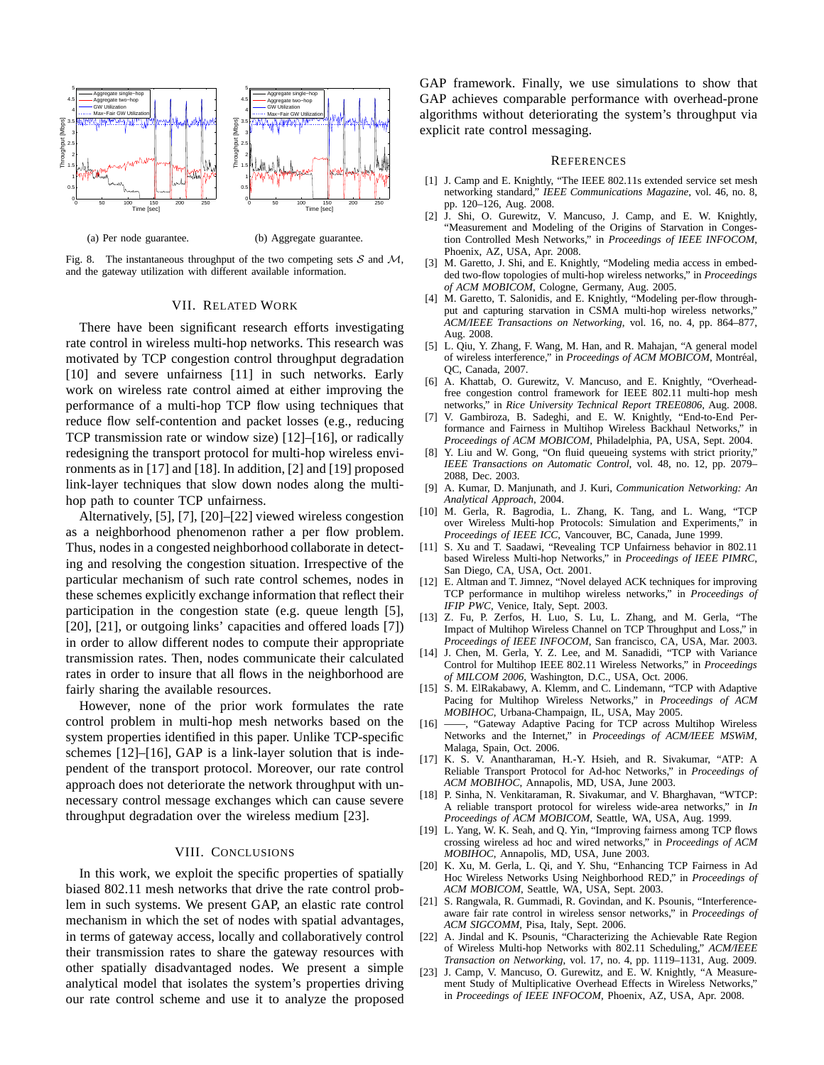Throughput [Mbps]

Aggregate single−hop
Aggregate two−hop
GW Utilization
Max−Fair GW Utilization

Time [sec]

(a) Per node guarantee.

(b) Aggregate guarantee.

Fig. 8. The instantaneous throughput of the two competing sets $\mathcal{S}$ and $\mathcal{M}$, and the gateway utilization with different available information.

## VII. Related Work

There have been significant research efforts investigating rate control in wireless multi-hop networks. This research was motivated by TCP congestion control throughput degradation [10] and severe unfairness [11] in such networks. Early work on wireless rate control aimed at either improving the performance of a multi-hop TCP flow using techniques that reduce flow self-contention and packet losses (e.g., reducing TCP transmission rate or window size) [12]–[16], or radically redesigning the transport protocol for multi-hop wireless environments as in [17] and [18]. In addition, [2] and [19] proposed link-layer techniques that slow down nodes along the multi-hop path to counter TCP unfairness.

Alternatively, [5], [7], [20]–[22] viewed wireless congestion as a neighborhood phenomenon rather a per flow problem. Thus, nodes in a congested neighborhood collaborate in detecting and resolving the congestion situation. Irrespective of the particular mechanism of such rate control schemes, nodes in these schemes explicitly exchange information that reflect their participation in the congestion state (e.g. queue length [5], [20], [21], or outgoing links' capacities and offered loads [7]) in order to allow different nodes to compute their appropriate transmission rates. Then, nodes communicate their calculated rates in order to insure that all flows in the neighborhood are fairly sharing the available resources.

However, none of the prior work formulates the rate control problem in multi-hop mesh networks based on the system properties identified in this paper. Unlike TCP-specific schemes [12]–[16], GAP is a link-layer solution that is independent of the transport protocol. Moreover, our rate control approach does not deteriorate the network throughput with unnecessary control message exchanges which can cause severe throughput degradation over the wireless medium [23].

## VIII. Conclusions

In this work, we exploit the specific properties of spatially biased 802.11 mesh networks that drive the rate control problem in such systems. We present GAP, an elastic rate control mechanism in which the set of nodes with spatial advantages, in terms of gateway access, locally and collaboratively control their transmission rates to share the gateway resources with other spatially disadvantaged nodes. We present a simple analytical model that isolates the system's properties driving our rate control scheme and use it to analyze the proposed GAP framework. Finally, we use simulations to show that GAP achieves comparable performance with overhead-prone algorithms without deteriorating the system's throughput via explicit rate control messaging.

## References

[1] J. Camp and E. Knightly, "The IEEE 802.11s extended service set mesh networking standard," *IEEE Communications Magazine*, vol. 46, no. 8, pp. 120–126, Aug. 2008.

[2] J. Shi, O. Gurewitz, V. Mancuso, J. Camp, and E. W. Knightly, "Measurement and Modeling of the Origins of Starvation in Congestion Controlled Mesh Networks," in *Proceedings of IEEE INFOCOM*, Phoenix, AZ, USA, Apr. 2008.

[3] M. Garetto, J. Shi, and E. Knightly, "Modeling media access in embedded two-flow topologies of multi-hop wireless networks," in *Proceedings of ACM MOBICOM*, Cologne, Germany, Aug. 2005.

[4] M. Garetto, T. Salonidis, and E. Knightly, "Modeling per-flow throughput and capturing starvation in CSMA multi-hop wireless networks," *ACM/IEEE Transactions on Networking*, vol. 16, no. 4, pp. 864–877, Aug. 2008.

[5] L. Qiu, Y. Zhang, F. Wang, M. Han, and R. Mahajan, "A general model of wireless interference," in *Proceedings of ACM MOBICOM*, Montréal, QC, Canada, 2007.

[6] A. Khattab, O. Gurewitz, V. Mancuso, and E. Knightly, "Overhead-free congestion control framework for IEEE 802.11 multi-hop mesh networks," in *Rice University Technical Report TREE0806*, Aug. 2008.

[7] V. Gambiroza, B. Sadeghi, and E. W. Knightly, "End-to-End Performance and Fairness in Multihop Wireless Backhaul Networks," in *Proceedings of ACM MOBICOM*, Philadelphia, PA, USA, Sept. 2004.

[8] Y. Liu and W. Gong, "On fluid queueing systems with strict priority," *IEEE Transactions on Automatic Control*, vol. 48, no. 12, pp. 2079–2088, Dec. 2003.

[9] A. Kumar, D. Manjunath, and J. Kuri, *Communication Networking: An Analytical Approach*, 2004.

[10] M. Gerla, R. Bagrodia, L. Zhang, K. Tang, and L. Wang, "TCP over Wireless Multi-hop Protocols: Simulation and Experiments," in *Proceedings of IEEE ICC*, Vancouver, BC, Canada, June 1999.

[11] S. Xu and T. Saadawi, "Revealing TCP Unfairness behavior in 802.11 based Wireless Multi-hop Networks," in *Proceedings of IEEE PIMRC*, San Diego, CA, USA, Oct. 2001.

[12] E. Altman and T. Jimnez, "Novel delayed ACK techniques for improving TCP performance in multihop wireless networks," in *Proceedings of IFIP PWC*, Venice, Italy, Sept. 2003.

[13] Z. Fu, P. Zerfos, H. Luo, S. Lu, L. Zhang, and M. Gerla, "The Impact of Multihop Wireless Channel on TCP Throughput and Loss," in *Proceedings of IEEE INFOCOM*, San francisco, CA, USA, Mar. 2003.

[14] J. Chen, M. Gerla, Y. Z. Lee, and M. Sanadidi, "TCP with Variance Control for Multihop IEEE 802.11 Wireless Networks," in *Proceedings of MILCOM 2006*, Washington, D.C., USA, Oct. 2006.

[15] S. M. ElRakabawy, A. Klemm, and C. Lindemann, "TCP with Adaptive Pacing for Multihop Wireless Networks," in *Proceedings of ACM MOBIHOC*, Urbana-Champaign, IL, USA, May 2005.

[16] ——, "Gateway Adaptive Pacing for TCP across Multihop Wireless Networks and the Internet," in *Proceedings of ACM/IEEE MSWiM*, Malaga, Spain, Oct. 2006.

[17] K. S. V. Anantharaman, H.-Y. Hsieh, and R. Sivakumar, "ATP: A Reliable Transport Protocol for Ad-hoc Networks," in *Proceedings of ACM MOBIHOC*, Annapolis, MD, USA, June 2003.

[18] P. Sinha, N. Venkitaraman, R. Sivakumar, and V. Bharghavan, "WTCP: A reliable transport protocol for wireless wide-area networks," in *In Proceedings of ACM MOBICOM*, Seattle, WA, USA, Aug. 1999.

[19] L. Yang, W. K. Seah, and Q. Yin, "Improving fairness among TCP flows crossing wireless ad hoc and wired networks," in *Proceedings of ACM MOBIHOC*, Annapolis, MD, USA, June 2003.

[20] K. Xu, M. Gerla, L. Qi, and Y. Shu, "Enhancing TCP Fairness in Ad Hoc Wireless Networks Using Neighborhood RED," in *Proceedings of ACM MOBICOM*, Seattle, WA, USA, Sept. 2003.

[21] S. Rangwala, R. Gummadi, R. Govindan, and K. Psounis, "Interference-aware fair rate control in wireless sensor networks," in *Proceedings of ACM SIGCOMM*, Pisa, Italy, Sept. 2006.

[22] A. Jindal and K. Psounis, "Characterizing the Achievable Rate Region of Wireless Multi-hop Networks with 802.11 Scheduling," *ACM/IEEE Transaction on Networking*, vol. 17, no. 4, pp. 1119–1131, Aug. 2009.

[23] J. Camp, V. Mancuso, O. Gurewitz, and E. W. Knightly, "A Measurement Study of Multiplicative Overhead Effects in Wireless Networks," in *Proceedings of IEEE INFOCOM*, Phoenix, AZ, USA, Apr. 2008.